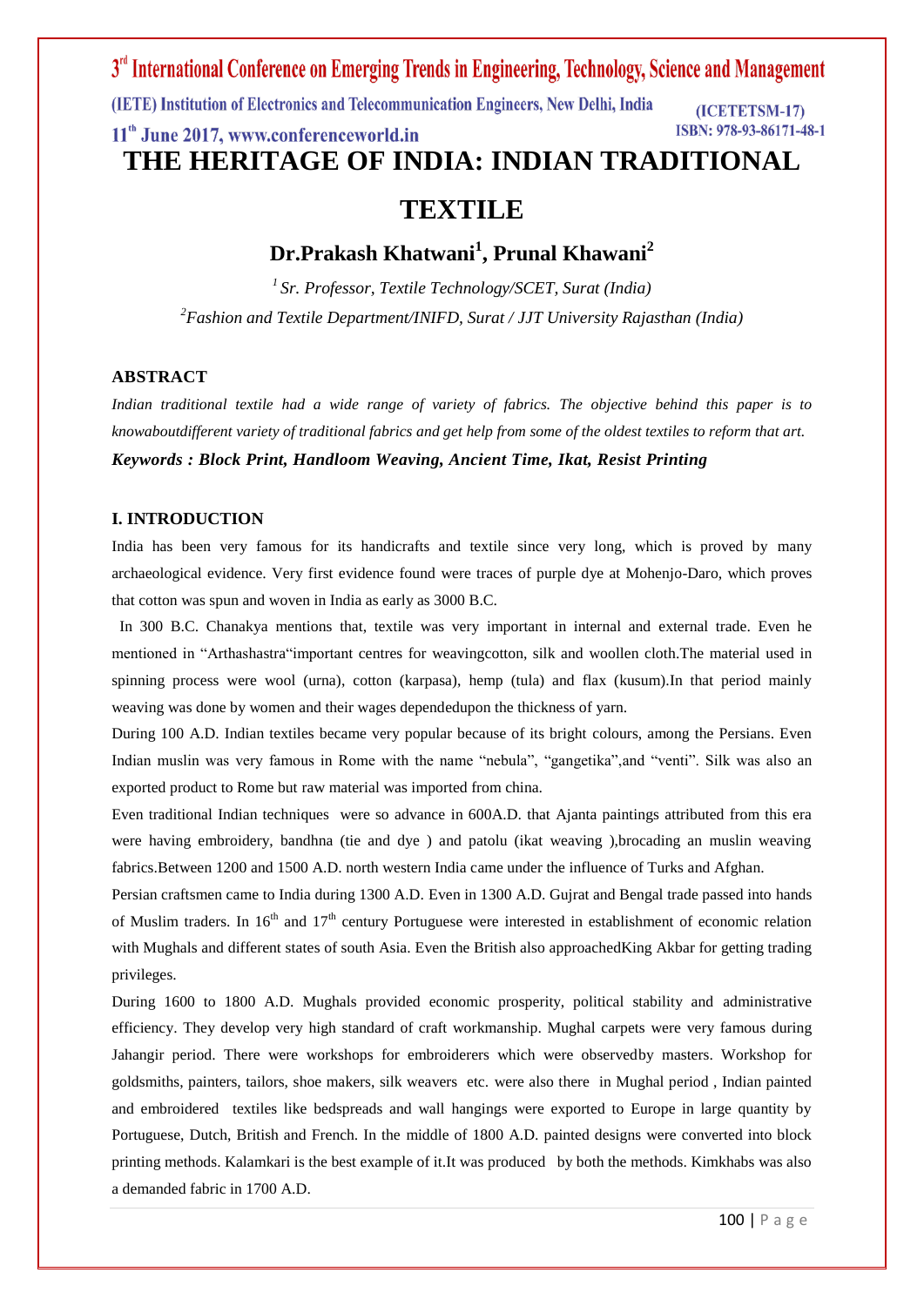# THE HERITAGE OF INDIA: INDIAN TRADITIONAL TEXTILE

**Dr.Prakash Khatwani[1], Prunal Khawani[2]**

*[1] Sr. Professor, Textile Technology/SCET, Surat (India)*

*[2]Fashion and Textile Department/INIFD, Surat / JJT University Rajasthan (India)*

## ABSTRACT

*Indian traditional textile had a wide range of variety of fabrics. The objective behind this paper is to knowaboutdifferent variety of traditional fabrics and get help from some of the oldest textiles to reform that art.*

***Keywords : Block Print, Handloom Weaving, Ancient Time, Ikat, Resist Printing***

## I. INTRODUCTION

India has been very famous for its handicrafts and textile since very long, which is proved by many archaeological evidence. Very first evidence found were traces of purple dye at Mohenjo-Daro, which proves that cotton was spun and woven in India as early as 3000 B.C.

In 300 B.C. Chanakya mentions that, textile was very important in internal and external trade. Even he mentioned in "Arthashastra"important centres for weavingcotton, silk and woollen cloth.The material used in spinning process were wool (urna), cotton (karpasa), hemp (tula) and flax (kusum).In that period mainly weaving was done by women and their wages dependedupon the thickness of yarn.

During 100 A.D. Indian textiles became very popular because of its bright colours, among the Persians. Even Indian muslin was very famous in Rome with the name "nebula", "gangetika",and "venti". Silk was also an exported product to Rome but raw material was imported from china.

Even traditional Indian techniques were so advance in 600A.D. that Ajanta paintings attributed from this era were having embroidery, bandhna (tie and dye ) and patolu (ikat weaving ),brocading an muslin weaving fabrics.Between 1200 and 1500 A.D. north western India came under the influence of Turks and Afghan.

Persian craftsmen came to India during 1300 A.D. Even in 1300 A.D. Gujrat and Bengal trade passed into hands of Muslim traders. In 16th and 17th century Portuguese were interested in establishment of economic relation with Mughals and different states of south Asia. Even the British also approachedKing Akbar for getting trading privileges.

During 1600 to 1800 A.D. Mughals provided economic prosperity, political stability and administrative efficiency. They develop very high standard of craft workmanship. Mughal carpets were very famous during Jahangir period. There were workshops for embroiderers which were observedby masters. Workshop for goldsmiths, painters, tailors, shoe makers, silk weavers etc. were also there in Mughal period , Indian painted and embroidered textiles like bedspreads and wall hangings were exported to Europe in large quantity by Portuguese, Dutch, British and French. In the middle of 1800 A.D. painted designs were converted into block printing methods. Kalamkari is the best example of it.It was produced by both the methods. Kimkhabs was also a demanded fabric in 1700 A.D.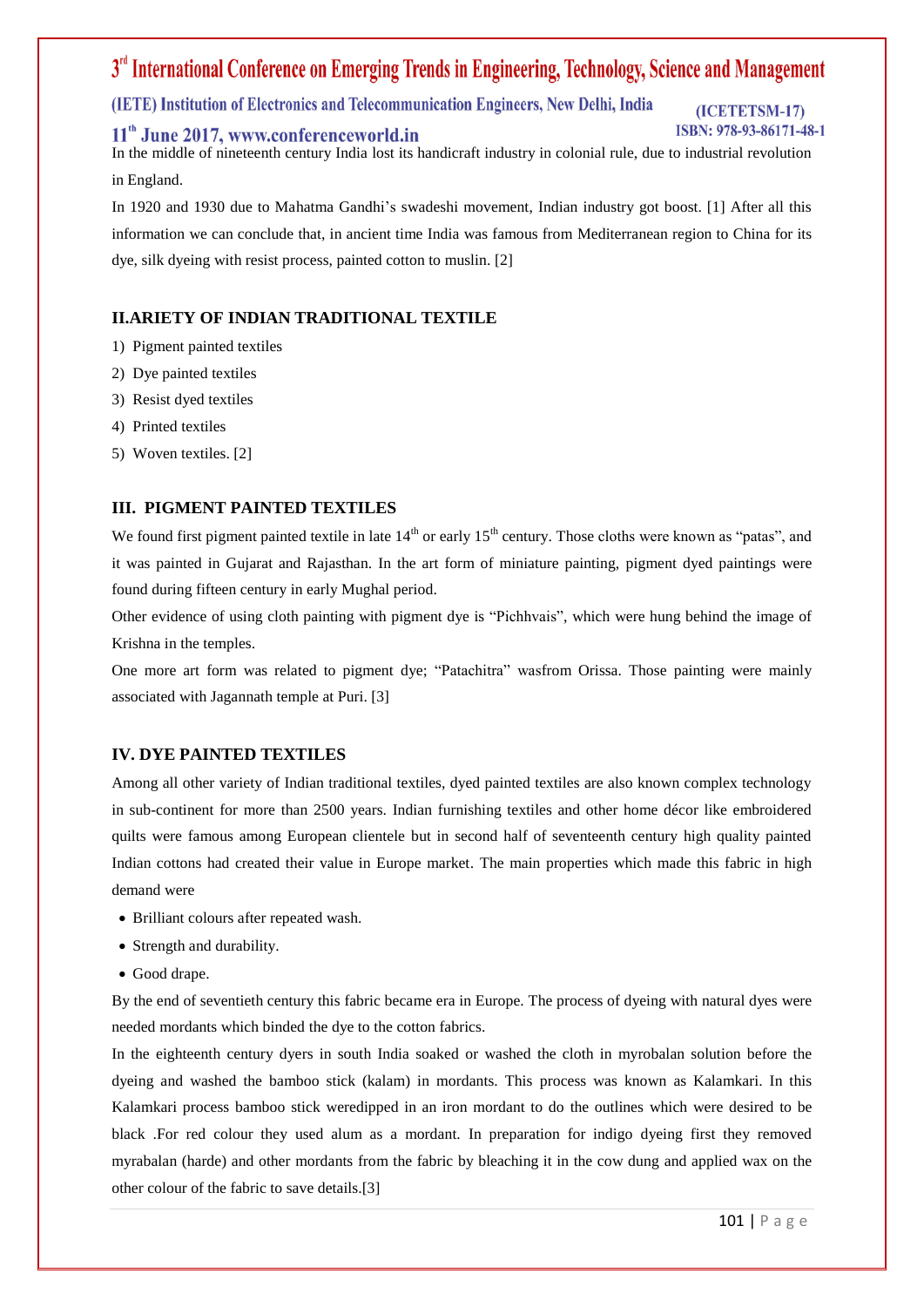In the middle of nineteenth century India lost its handicraft industry in colonial rule, due to industrial revolution in England.

In 1920 and 1930 due to Mahatma Gandhi's swadeshi movement, Indian industry got boost. [1] After all this information we can conclude that, in ancient time India was famous from Mediterranean region to China for its dye, silk dyeing with resist process, painted cotton to muslin. [2]

## II.ARIETY OF INDIAN TRADITIONAL TEXTILE

1) Pigment painted textiles
2) Dye painted textiles
3) Resist dyed textiles
4) Printed textiles
5) Woven textiles. [2]

## III. PIGMENT PAINTED TEXTILES

We found first pigment painted textile in late 14th or early 15th century. Those cloths were known as "patas", and it was painted in Gujarat and Rajasthan. In the art form of miniature painting, pigment dyed paintings were found during fifteen century in early Mughal period.

Other evidence of using cloth painting with pigment dye is "Pichhvais", which were hung behind the image of Krishna in the temples.

One more art form was related to pigment dye; "Patachitra" wasfrom Orissa. Those painting were mainly associated with Jagannath temple at Puri. [3]

## IV. DYE PAINTED TEXTILES

Among all other variety of Indian traditional textiles, dyed painted textiles are also known complex technology in sub-continent for more than 2500 years. Indian furnishing textiles and other home décor like embroidered quilts were famous among European clientele but in second half of seventeenth century high quality painted Indian cottons had created their value in Europe market. The main properties which made this fabric in high demand were

- Brilliant colours after repeated wash.
- Strength and durability.
- Good drape.

By the end of seventieth century this fabric became era in Europe. The process of dyeing with natural dyes were needed mordants which binded the dye to the cotton fabrics.

In the eighteenth century dyers in south India soaked or washed the cloth in myrobalan solution before the dyeing and washed the bamboo stick (kalam) in mordants. This process was known as Kalamkari. In this Kalamkari process bamboo stick weredipped in an iron mordant to do the outlines which were desired to be black .For red colour they used alum as a mordant. In preparation for indigo dyeing first they removed myrabalan (harde) and other mordants from the fabric by bleaching it in the cow dung and applied wax on the other colour of the fabric to save details.[3]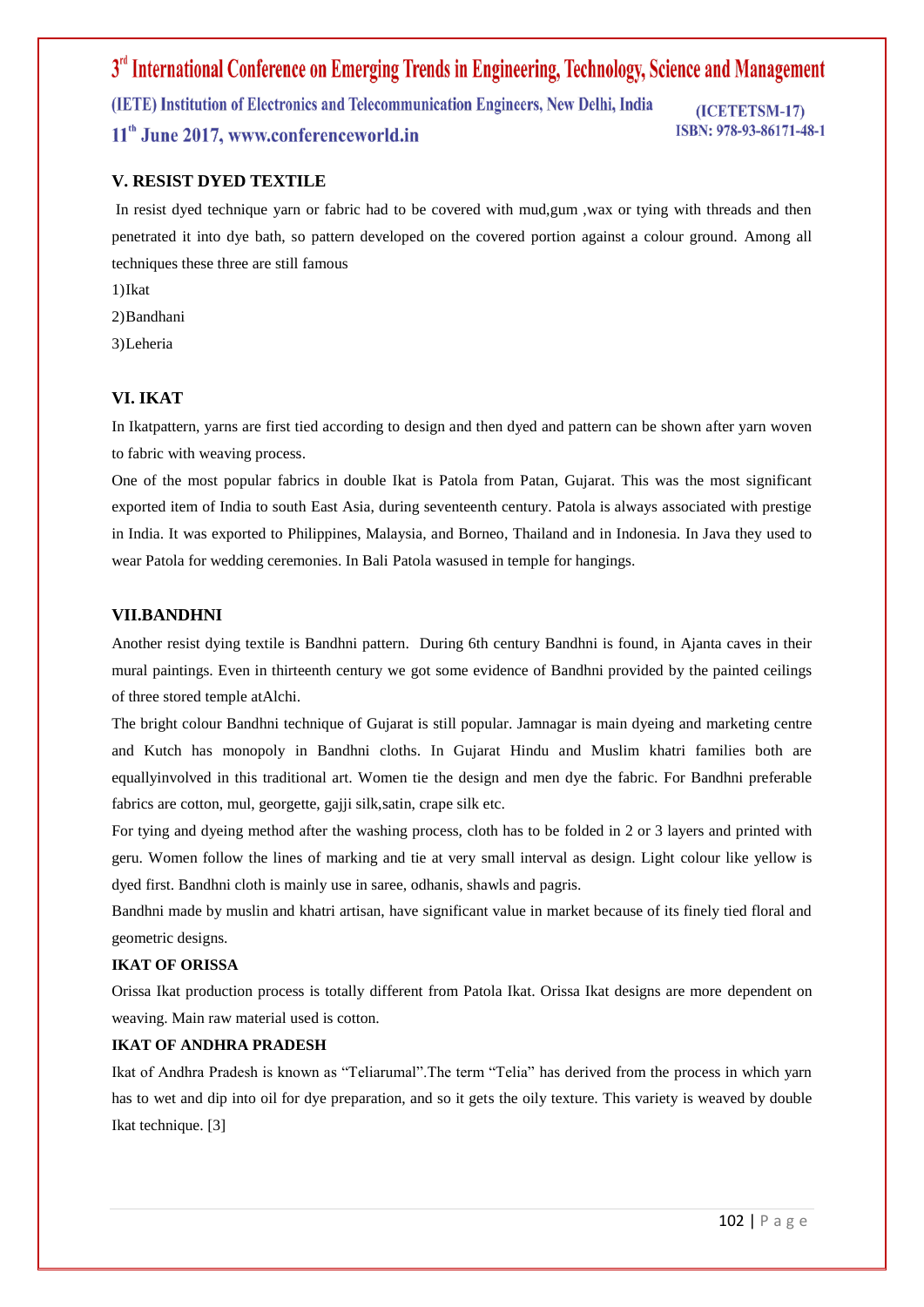## V. RESIST DYED TEXTILE

In resist dyed technique yarn or fabric had to be covered with mud,gum ,wax or tying with threads and then penetrated it into dye bath, so pattern developed on the covered portion against a colour ground. Among all techniques these three are still famous

1)Ikat

2)Bandhani

3)Leheria

## VI. IKAT

In Ikatpattern, yarns are first tied according to design and then dyed and pattern can be shown after yarn woven to fabric with weaving process.

One of the most popular fabrics in double Ikat is Patola from Patan, Gujarat. This was the most significant exported item of India to south East Asia, during seventeenth century. Patola is always associated with prestige in India. It was exported to Philippines, Malaysia, and Borneo, Thailand and in Indonesia. In Java they used to wear Patola for wedding ceremonies. In Bali Patola wasused in temple for hangings.

## VII.BANDHNI

Another resist dying textile is Bandhni pattern. During 6th century Bandhni is found, in Ajanta caves in their mural paintings. Even in thirteenth century we got some evidence of Bandhni provided by the painted ceilings of three stored temple atAlchi.

The bright colour Bandhni technique of Gujarat is still popular. Jamnagar is main dyeing and marketing centre and Kutch has monopoly in Bandhni cloths. In Gujarat Hindu and Muslim khatri families both are equallyinvolved in this traditional art. Women tie the design and men dye the fabric. For Bandhni preferable fabrics are cotton, mul, georgette, gajji silk,satin, crape silk etc.

For tying and dyeing method after the washing process, cloth has to be folded in 2 or 3 layers and printed with geru. Women follow the lines of marking and tie at very small interval as design. Light colour like yellow is dyed first. Bandhni cloth is mainly use in saree, odhanis, shawls and pagris.

Bandhni made by muslin and khatri artisan, have significant value in market because of its finely tied floral and geometric designs.

### IKAT OF ORISSA

Orissa Ikat production process is totally different from Patola Ikat. Orissa Ikat designs are more dependent on weaving. Main raw material used is cotton.

### IKAT OF ANDHRA PRADESH

Ikat of Andhra Pradesh is known as "Teliarumal".The term "Telia" has derived from the process in which yarn has to wet and dip into oil for dye preparation, and so it gets the oily texture. This variety is weaved by double Ikat technique. [3]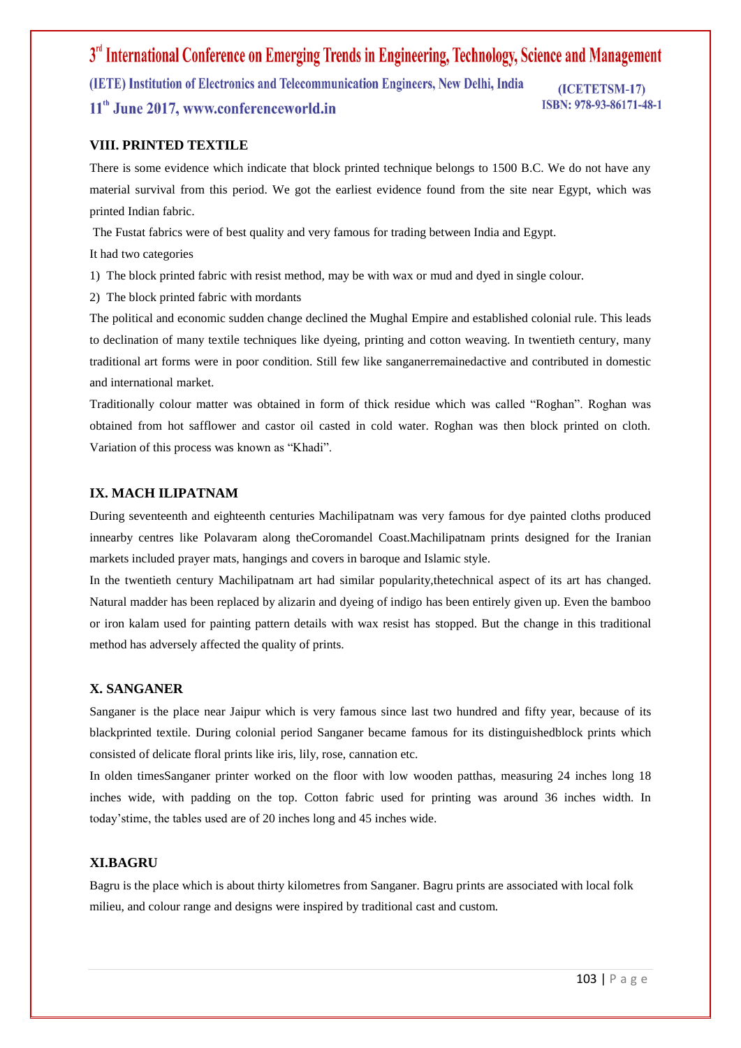## VIII. PRINTED TEXTILE

There is some evidence which indicate that block printed technique belongs to 1500 B.C. We do not have any material survival from this period. We got the earliest evidence found from the site near Egypt, which was printed Indian fabric.

The Fustat fabrics were of best quality and very famous for trading between India and Egypt.

It had two categories

1) The block printed fabric with resist method, may be with wax or mud and dyed in single colour.
2) The block printed fabric with mordants

The political and economic sudden change declined the Mughal Empire and established colonial rule. This leads to declination of many textile techniques like dyeing, printing and cotton weaving. In twentieth century, many traditional art forms were in poor condition. Still few like sanganerremainedactive and contributed in domestic and international market.

Traditionally colour matter was obtained in form of thick residue which was called "Roghan". Roghan was obtained from hot safflower and castor oil casted in cold water. Roghan was then block printed on cloth. Variation of this process was known as "Khadi".

## IX. MACH ILIPATNAM

During seventeenth and eighteenth centuries Machilipatnam was very famous for dye painted cloths produced innearby centres like Polavaram along theCoromandel Coast.Machilipatnam prints designed for the Iranian markets included prayer mats, hangings and covers in baroque and Islamic style.

In the twentieth century Machilipatnam art had similar popularity,thetechnical aspect of its art has changed. Natural madder has been replaced by alizarin and dyeing of indigo has been entirely given up. Even the bamboo or iron kalam used for painting pattern details with wax resist has stopped. But the change in this traditional method has adversely affected the quality of prints.

## X. SANGANER

Sanganer is the place near Jaipur which is very famous since last two hundred and fifty year, because of its blackprinted textile. During colonial period Sanganer became famous for its distinguishedblock prints which consisted of delicate floral prints like iris, lily, rose, cannation etc.

In olden timesSanganer printer worked on the floor with low wooden patthas, measuring 24 inches long 18 inches wide, with padding on the top. Cotton fabric used for printing was around 36 inches width. In today'stime, the tables used are of 20 inches long and 45 inches wide.

## XI.BAGRU

Bagru is the place which is about thirty kilometres from Sanganer. Bagru prints are associated with local folk milieu, and colour range and designs were inspired by traditional cast and custom.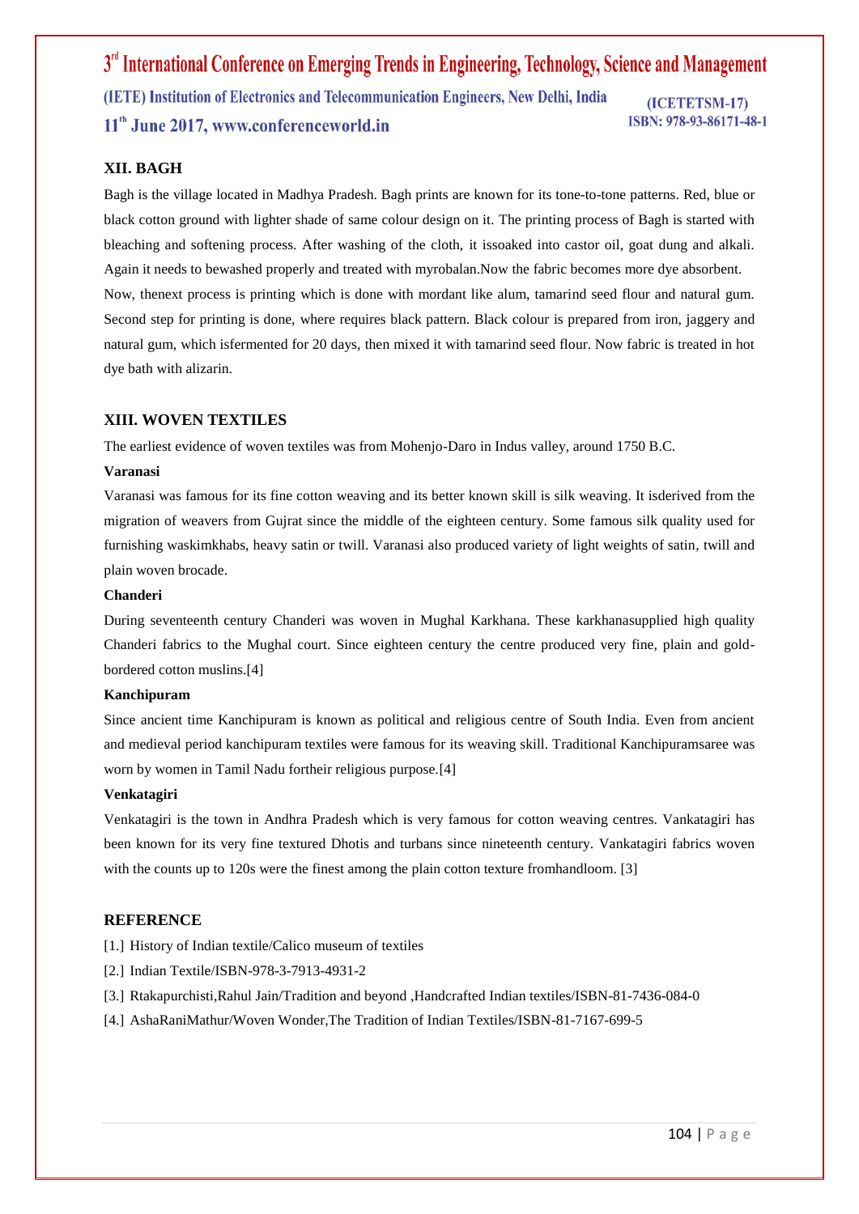## XII. BAGH

Bagh is the village located in Madhya Pradesh. Bagh prints are known for its tone-to-tone patterns. Red, blue or black cotton ground with lighter shade of same colour design on it. The printing process of Bagh is started with bleaching and softening process. After washing of the cloth, it issoaked into castor oil, goat dung and alkali. Again it needs to bewashed properly and treated with myrobalan.Now the fabric becomes more dye absorbent.
Now, thenext process is printing which is done with mordant like alum, tamarind seed flour and natural gum. Second step for printing is done, where requires black pattern. Black colour is prepared from iron, jaggery and natural gum, which isfermented for 20 days, then mixed it with tamarind seed flour. Now fabric is treated in hot dye bath with alizarin.

## XIII. WOVEN TEXTILES

The earliest evidence of woven textiles was from Mohenjo-Daro in Indus valley, around 1750 B.C.

**Varanasi**

Varanasi was famous for its fine cotton weaving and its better known skill is silk weaving. It isderived from the migration of weavers from Gujrat since the middle of the eighteen century. Some famous silk quality used for furnishing waskimkhabs, heavy satin or twill. Varanasi also produced variety of light weights of satin, twill and plain woven brocade.

**Chanderi**

During seventeenth century Chanderi was woven in Mughal Karkhana. These karkhanasupplied high quality Chanderi fabrics to the Mughal court. Since eighteen century the centre produced very fine, plain and gold-bordered cotton muslins.[4]

**Kanchipuram**

Since ancient time Kanchipuram is known as political and religious centre of South India. Even from ancient and medieval period kanchipuram textiles were famous for its weaving skill. Traditional Kanchipuramsaree was worn by women in Tamil Nadu fortheir religious purpose.[4]

**Venkatagiri**

Venkatagiri is the town in Andhra Pradesh which is very famous for cotton weaving centres. Vankatagiri has been known for its very fine textured Dhotis and turbans since nineteenth century. Vankatagiri fabrics woven with the counts up to 120s were the finest among the plain cotton texture fromhandloom. [3]

## REFERENCE

[1.] History of Indian textile/Calico museum of textiles

[2.] Indian Textile/ISBN-978-3-7913-4931-2

[3.] Rtakapurchisti,Rahul Jain/Tradition and beyond ,Handcrafted Indian textiles/ISBN-81-7436-084-0

[4.] AshaRaniMathur/Woven Wonder,The Tradition of Indian Textiles/ISBN-81-7167-699-5